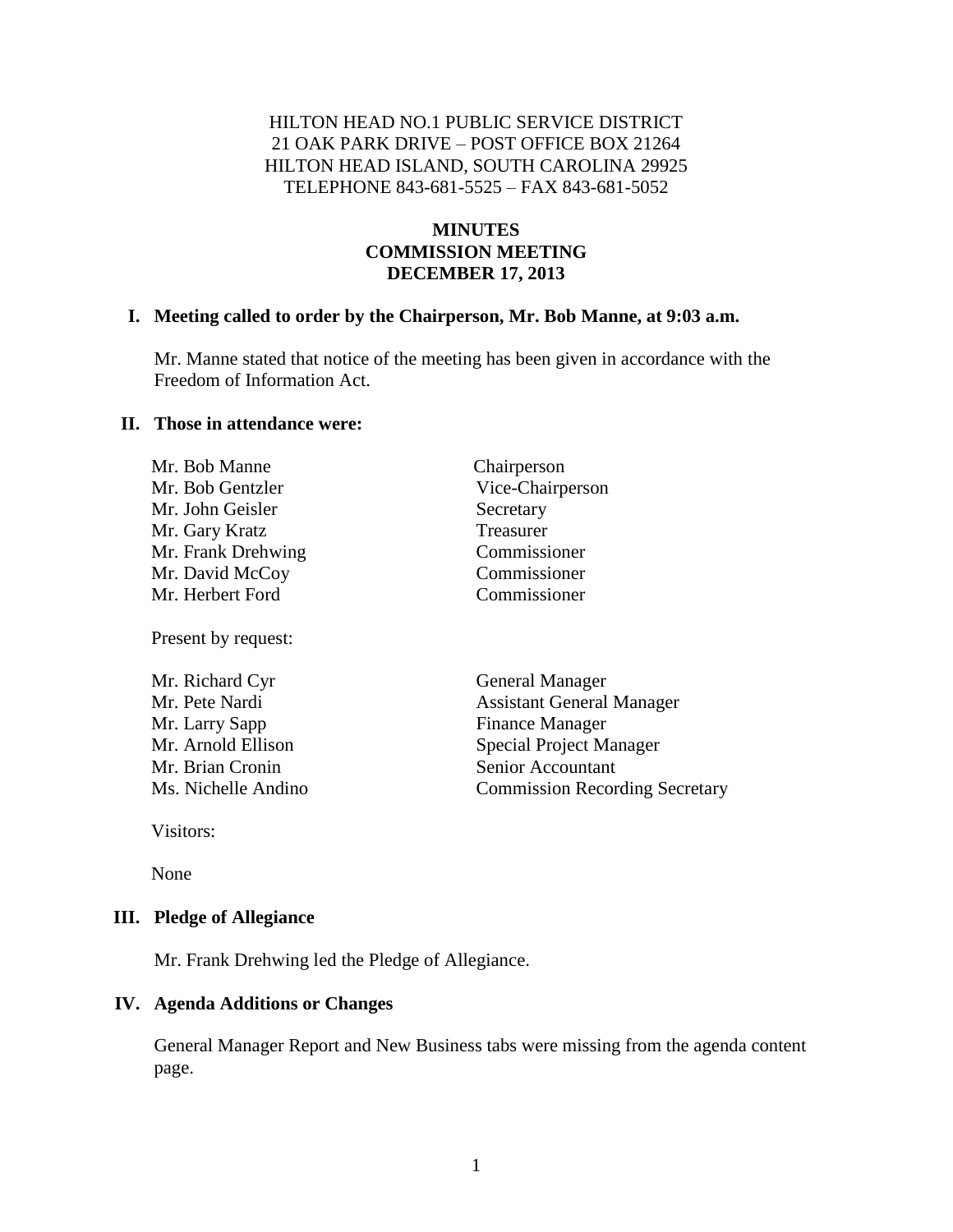HILTON HEAD NO.1 PUBLIC SERVICE DISTRICT
21 OAK PARK DRIVE – POST OFFICE BOX 21264
HILTON HEAD ISLAND, SOUTH CAROLINA 29925
TELEPHONE 843-681-5525 – FAX 843-681-5052

**MINUTES**
**COMMISSION MEETING**
**DECEMBER 17, 2013**

## I. Meeting called to order by the Chairperson, Mr. Bob Manne, at 9:03 a.m.

Mr. Manne stated that notice of the meeting has been given in accordance with the Freedom of Information Act.

## II. Those in attendance were:

| | |
|---|---|
| Mr. Bob Manne | Chairperson |
| Mr. Bob Gentzler | Vice-Chairperson |
| Mr. John Geisler | Secretary |
| Mr. Gary Kratz | Treasurer |
| Mr. Frank Drehwing | Commissioner |
| Mr. David McCoy | Commissioner |
| Mr. Herbert Ford | Commissioner |

Present by request:

| | |
|---|---|
| Mr. Richard Cyr | General Manager |
| Mr. Pete Nardi | Assistant General Manager |
| Mr. Larry Sapp | Finance Manager |
| Mr. Arnold Ellison | Special Project Manager |
| Mr. Brian Cronin | Senior Accountant |
| Ms. Nichelle Andino | Commission Recording Secretary |

Visitors:

None

## III. Pledge of Allegiance

Mr. Frank Drehwing led the Pledge of Allegiance.

## IV. Agenda Additions or Changes

General Manager Report and New Business tabs were missing from the agenda content page.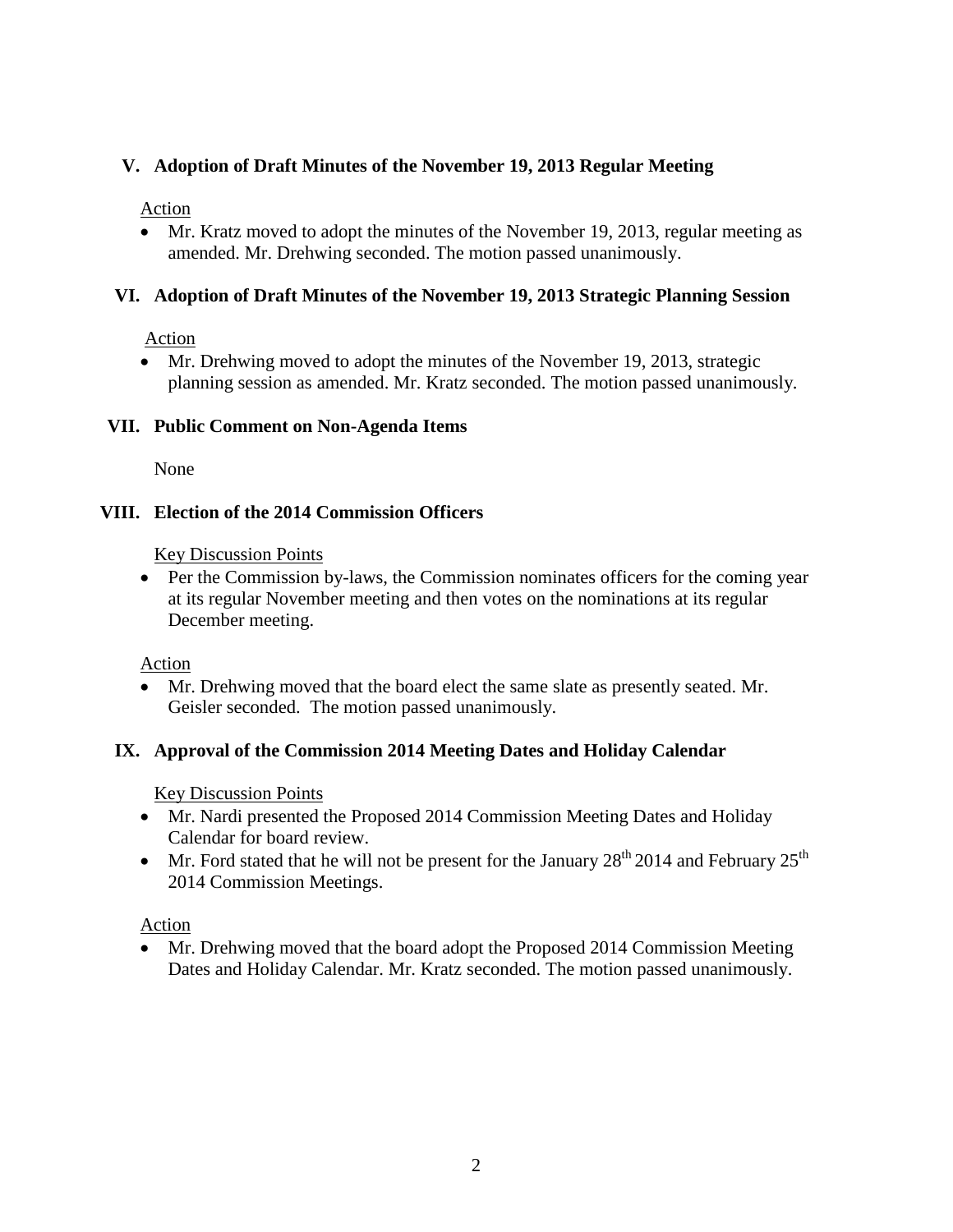## V. Adoption of Draft Minutes of the November 19, 2013 Regular Meeting

Action

- Mr. Kratz moved to adopt the minutes of the November 19, 2013, regular meeting as amended. Mr. Drehwing seconded. The motion passed unanimously.

## VI. Adoption of Draft Minutes of the November 19, 2013 Strategic Planning Session

Action

- Mr. Drehwing moved to adopt the minutes of the November 19, 2013, strategic planning session as amended. Mr. Kratz seconded. The motion passed unanimously.

## VII. Public Comment on Non-Agenda Items

None

## VIII. Election of the 2014 Commission Officers

Key Discussion Points

- Per the Commission by-laws, the Commission nominates officers for the coming year at its regular November meeting and then votes on the nominations at its regular December meeting.

Action

- Mr. Drehwing moved that the board elect the same slate as presently seated. Mr. Geisler seconded. The motion passed unanimously.

## IX. Approval of the Commission 2014 Meeting Dates and Holiday Calendar

Key Discussion Points

- Mr. Nardi presented the Proposed 2014 Commission Meeting Dates and Holiday Calendar for board review.
- Mr. Ford stated that he will not be present for the January 28th 2014 and February 25th 2014 Commission Meetings.

Action

- Mr. Drehwing moved that the board adopt the Proposed 2014 Commission Meeting Dates and Holiday Calendar. Mr. Kratz seconded. The motion passed unanimously.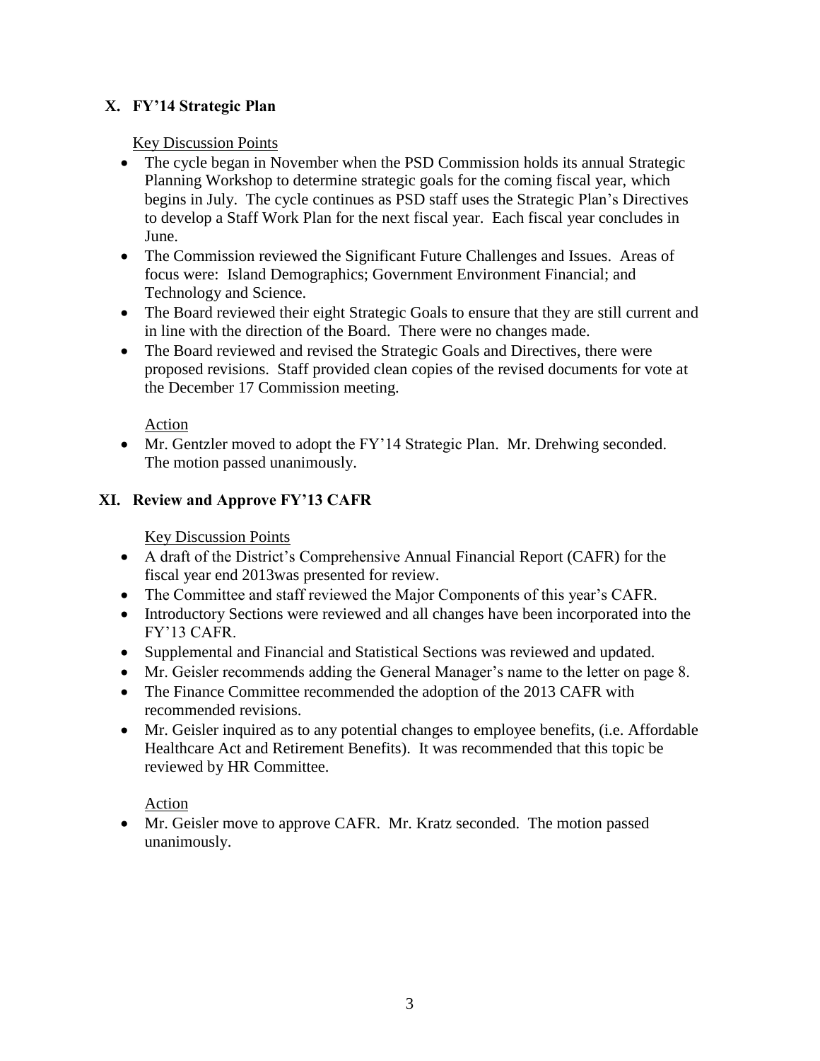## X. FY'14 Strategic Plan

Key Discussion Points

- The cycle began in November when the PSD Commission holds its annual Strategic Planning Workshop to determine strategic goals for the coming fiscal year, which begins in July. The cycle continues as PSD staff uses the Strategic Plan's Directives to develop a Staff Work Plan for the next fiscal year. Each fiscal year concludes in June.
- The Commission reviewed the Significant Future Challenges and Issues. Areas of focus were: Island Demographics; Government Environment Financial; and Technology and Science.
- The Board reviewed their eight Strategic Goals to ensure that they are still current and in line with the direction of the Board. There were no changes made.
- The Board reviewed and revised the Strategic Goals and Directives, there were proposed revisions. Staff provided clean copies of the revised documents for vote at the December 17 Commission meeting.

Action

- Mr. Gentzler moved to adopt the FY'14 Strategic Plan. Mr. Drehwing seconded. The motion passed unanimously.

## XI. Review and Approve FY'13 CAFR

Key Discussion Points

- A draft of the District's Comprehensive Annual Financial Report (CAFR) for the fiscal year end 2013was presented for review.
- The Committee and staff reviewed the Major Components of this year's CAFR.
- Introductory Sections were reviewed and all changes have been incorporated into the FY'13 CAFR.
- Supplemental and Financial and Statistical Sections was reviewed and updated.
- Mr. Geisler recommends adding the General Manager's name to the letter on page 8.
- The Finance Committee recommended the adoption of the 2013 CAFR with recommended revisions.
- Mr. Geisler inquired as to any potential changes to employee benefits, (i.e. Affordable Healthcare Act and Retirement Benefits). It was recommended that this topic be reviewed by HR Committee.

Action

- Mr. Geisler move to approve CAFR. Mr. Kratz seconded. The motion passed unanimously.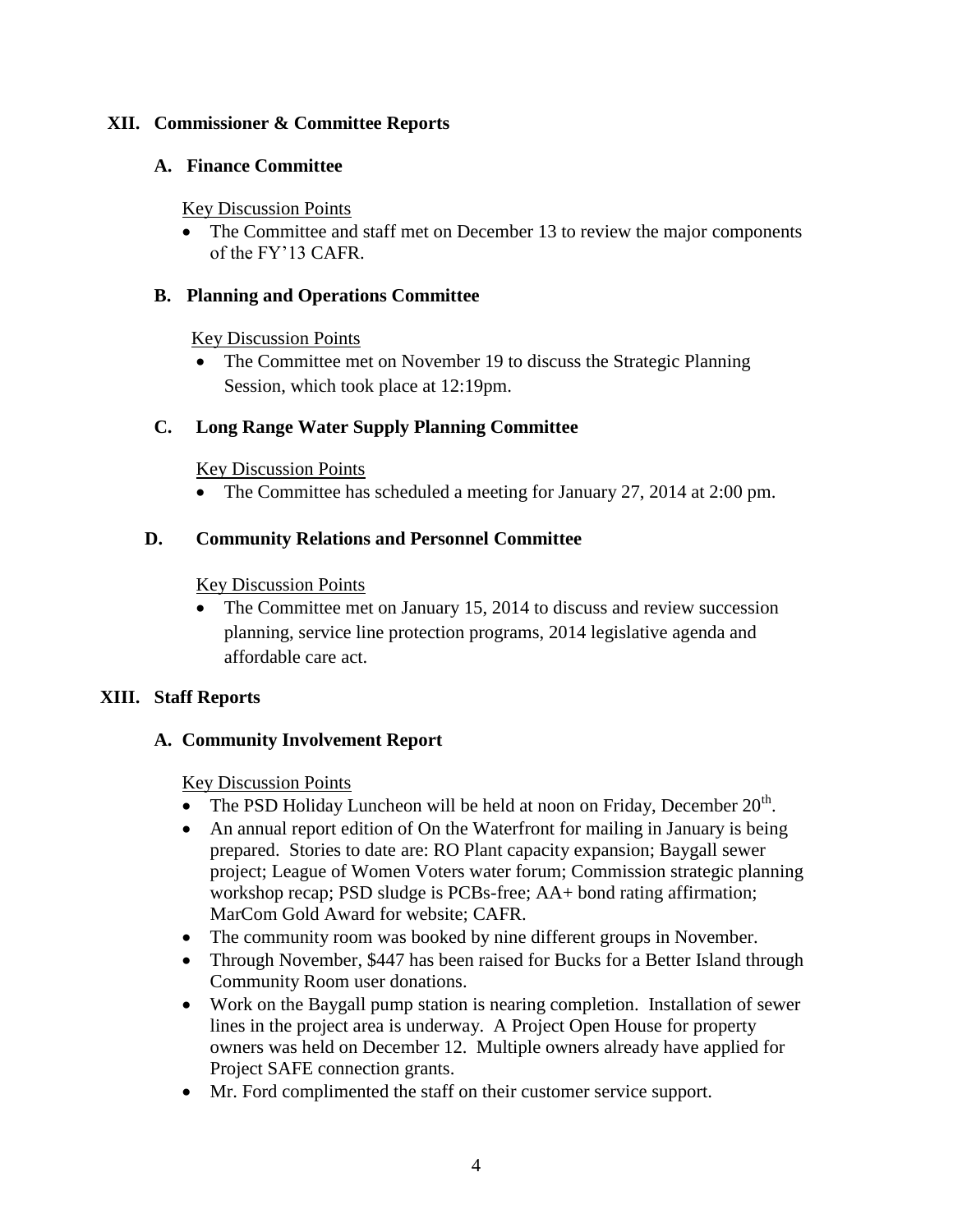## XII. Commissioner & Committee Reports

### A. Finance Committee

Key Discussion Points

- The Committee and staff met on December 13 to review the major components of the FY'13 CAFR.

### B. Planning and Operations Committee

Key Discussion Points

- The Committee met on November 19 to discuss the Strategic Planning Session, which took place at 12:19pm.

### C. Long Range Water Supply Planning Committee

Key Discussion Points

- The Committee has scheduled a meeting for January 27, 2014 at 2:00 pm.

### D. Community Relations and Personnel Committee

Key Discussion Points

- The Committee met on January 15, 2014 to discuss and review succession planning, service line protection programs, 2014 legislative agenda and affordable care act.

## XIII. Staff Reports

### A. Community Involvement Report

Key Discussion Points

- The PSD Holiday Luncheon will be held at noon on Friday, December 20th.
- An annual report edition of On the Waterfront for mailing in January is being prepared. Stories to date are: RO Plant capacity expansion; Baygall sewer project; League of Women Voters water forum; Commission strategic planning workshop recap; PSD sludge is PCBs-free; AA+ bond rating affirmation; MarCom Gold Award for website; CAFR.
- The community room was booked by nine different groups in November.
- Through November, $447 has been raised for Bucks for a Better Island through Community Room user donations.
- Work on the Baygall pump station is nearing completion. Installation of sewer lines in the project area is underway. A Project Open House for property owners was held on December 12. Multiple owners already have applied for Project SAFE connection grants.
- Mr. Ford complimented the staff on their customer service support.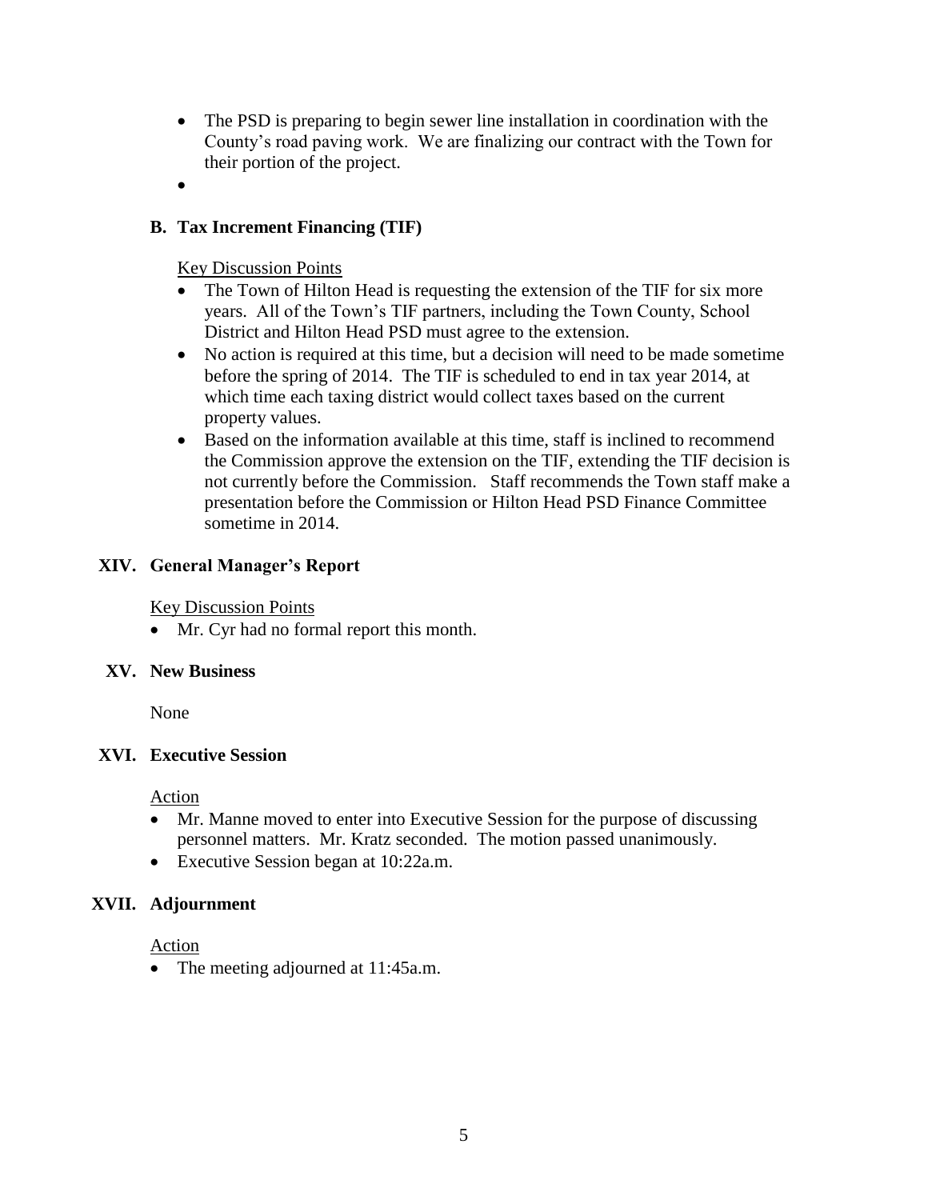- The PSD is preparing to begin sewer line installation in coordination with the County's road paving work. We are finalizing our contract with the Town for their portion of the project.
-

### B. Tax Increment Financing (TIF)

Key Discussion Points

- The Town of Hilton Head is requesting the extension of the TIF for six more years. All of the Town's TIF partners, including the Town County, School District and Hilton Head PSD must agree to the extension.
- No action is required at this time, but a decision will need to be made sometime before the spring of 2014. The TIF is scheduled to end in tax year 2014, at which time each taxing district would collect taxes based on the current property values.
- Based on the information available at this time, staff is inclined to recommend the Commission approve the extension on the TIF, extending the TIF decision is not currently before the Commission. Staff recommends the Town staff make a presentation before the Commission or Hilton Head PSD Finance Committee sometime in 2014.

## XIV. General Manager's Report

Key Discussion Points

- Mr. Cyr had no formal report this month.

## XV. New Business

None

## XVI. Executive Session

Action

- Mr. Manne moved to enter into Executive Session for the purpose of discussing personnel matters. Mr. Kratz seconded. The motion passed unanimously.
- Executive Session began at 10:22a.m.

## XVII. Adjournment

Action

- The meeting adjourned at 11:45a.m.